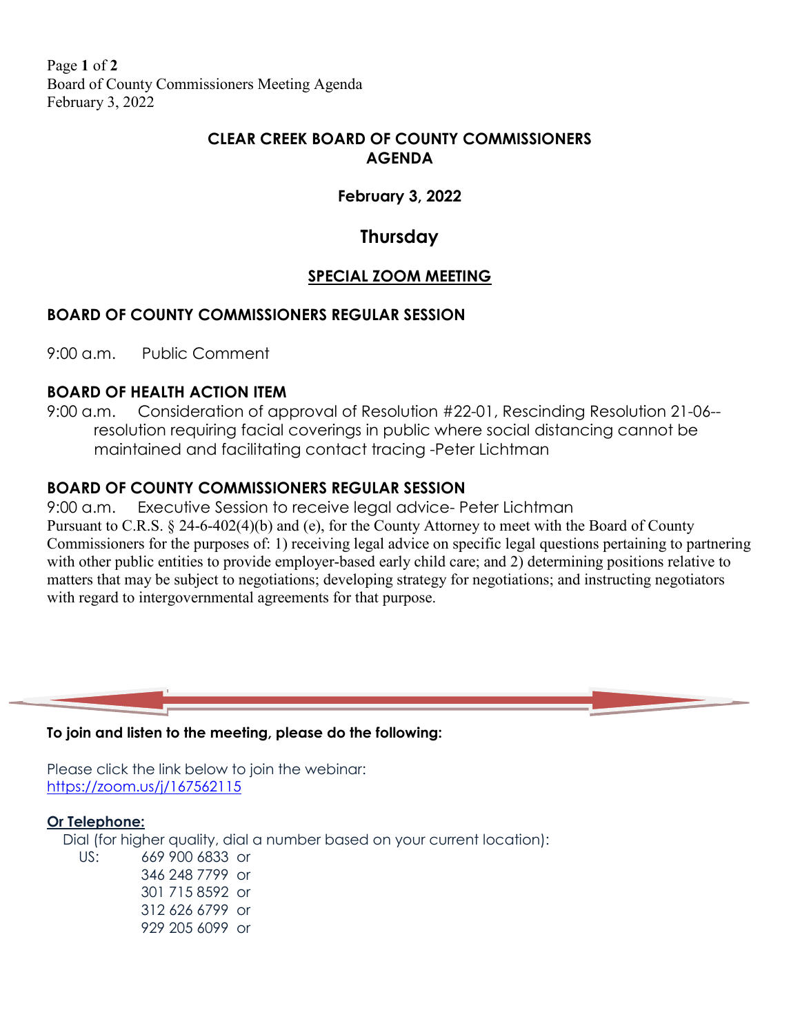# CLEAR CREEK BOARD OF COUNTY COMMISSIONERS AGENDA

**February 3, 2022**

**Thursday**

**SPECIAL ZOOM MEETING**

## BOARD OF COUNTY COMMISSIONERS REGULAR SESSION

9:00 a.m. Public Comment

## BOARD OF HEALTH ACTION ITEM

9:00 a.m. Consideration of approval of Resolution #22-01, Rescinding Resolution 21-06-- resolution requiring facial coverings in public where social distancing cannot be maintained and facilitating contact tracing -Peter Lichtman

## BOARD OF COUNTY COMMISSIONERS REGULAR SESSION

9:00 a.m. Executive Session to receive legal advice- Peter Lichtman

Pursuant to C.R.S. § 24-6-402(4)(b) and (e), for the County Attorney to meet with the Board of County Commissioners for the purposes of: 1) receiving legal advice on specific legal questions pertaining to partnering with other public entities to provide employer-based early child care; and 2) determining positions relative to matters that may be subject to negotiations; developing strategy for negotiations; and instructing negotiators with regard to intergovernmental agreements for that purpose.

**To join and listen to the meeting, please do the following:**

Please click the link below to join the webinar:
https://zoom.us/j/167562115

**Or Telephone:**

Dial (for higher quality, dial a number based on your current location):

US: 669 900 6833 or
346 248 7799 or
301 715 8592 or
312 626 6799 or
929 205 6099 or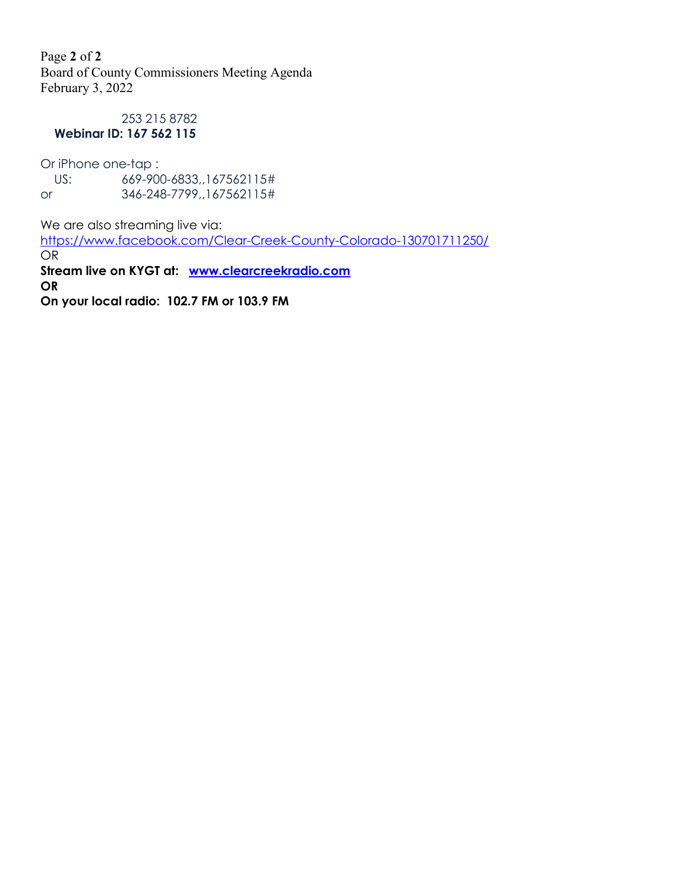253 215 8782

**Webinar ID: 167 562 115**

Or iPhone one-tap :

US: 669-900-6833,,167562115#

or 346-248-7799,,167562115#

We are also streaming live via:

https://www.facebook.com/Clear-Creek-County-Colorado-130701711250/

OR

**Stream live on KYGT at: www.clearcreekradio.com**

**OR**

**On your local radio: 102.7 FM or 103.9 FM**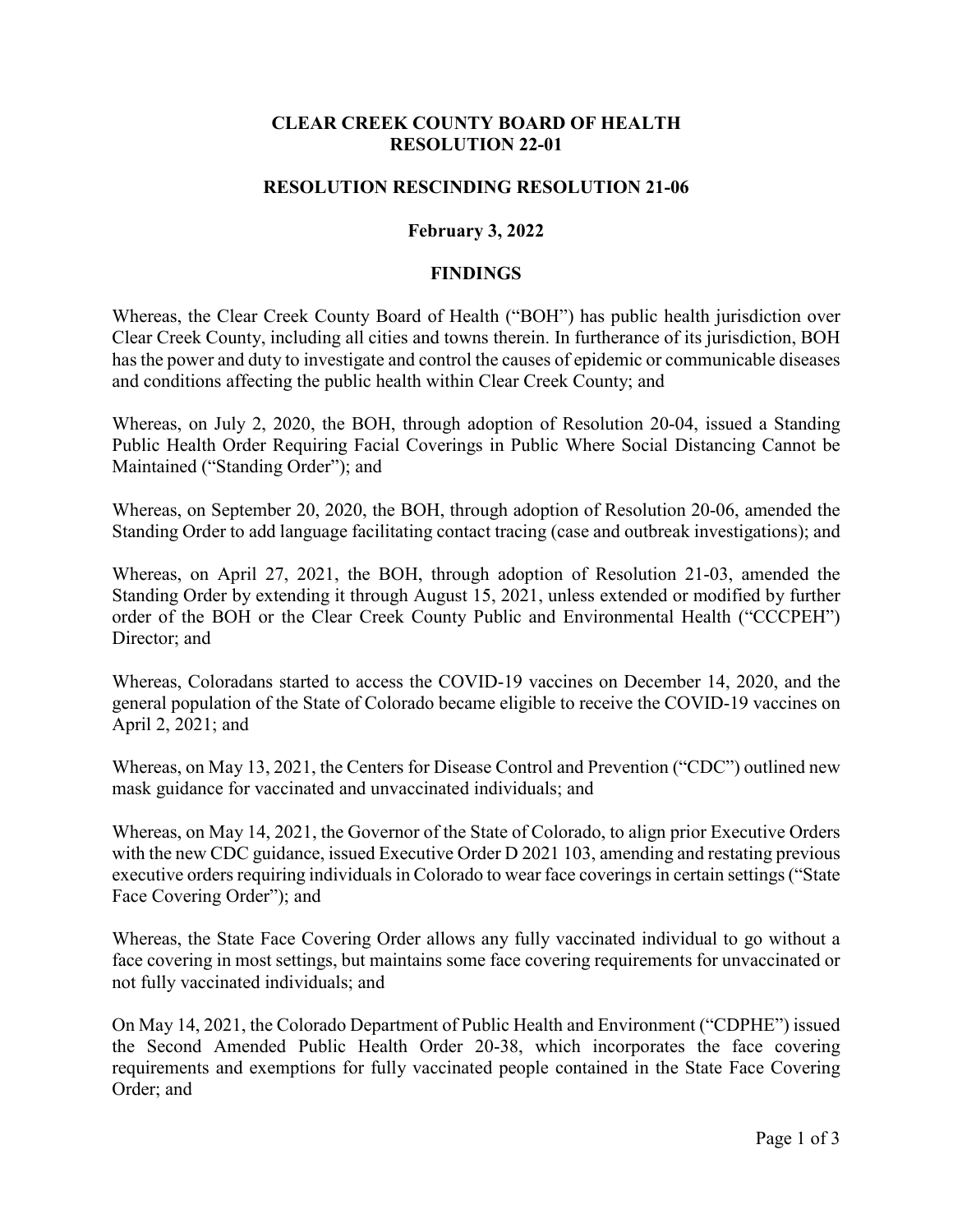**CLEAR CREEK COUNTY BOARD OF HEALTH**
**RESOLUTION 22-01**

**RESOLUTION RESCINDING RESOLUTION 21-06**

**February 3, 2022**

**FINDINGS**

Whereas, the Clear Creek County Board of Health ("BOH") has public health jurisdiction over Clear Creek County, including all cities and towns therein. In furtherance of its jurisdiction, BOH has the power and duty to investigate and control the causes of epidemic or communicable diseases and conditions affecting the public health within Clear Creek County; and

Whereas, on July 2, 2020, the BOH, through adoption of Resolution 20-04, issued a Standing Public Health Order Requiring Facial Coverings in Public Where Social Distancing Cannot be Maintained ("Standing Order"); and

Whereas, on September 20, 2020, the BOH, through adoption of Resolution 20-06, amended the Standing Order to add language facilitating contact tracing (case and outbreak investigations); and

Whereas, on April 27, 2021, the BOH, through adoption of Resolution 21-03, amended the Standing Order by extending it through August 15, 2021, unless extended or modified by further order of the BOH or the Clear Creek County Public and Environmental Health ("CCCPEH") Director; and

Whereas, Coloradans started to access the COVID-19 vaccines on December 14, 2020, and the general population of the State of Colorado became eligible to receive the COVID-19 vaccines on April 2, 2021; and

Whereas, on May 13, 2021, the Centers for Disease Control and Prevention ("CDC") outlined new mask guidance for vaccinated and unvaccinated individuals; and

Whereas, on May 14, 2021, the Governor of the State of Colorado, to align prior Executive Orders with the new CDC guidance, issued Executive Order D 2021 103, amending and restating previous executive orders requiring individuals in Colorado to wear face coverings in certain settings ("State Face Covering Order"); and

Whereas, the State Face Covering Order allows any fully vaccinated individual to go without a face covering in most settings, but maintains some face covering requirements for unvaccinated or not fully vaccinated individuals; and

On May 14, 2021, the Colorado Department of Public Health and Environment ("CDPHE") issued the Second Amended Public Health Order 20-38, which incorporates the face covering requirements and exemptions for fully vaccinated people contained in the State Face Covering Order; and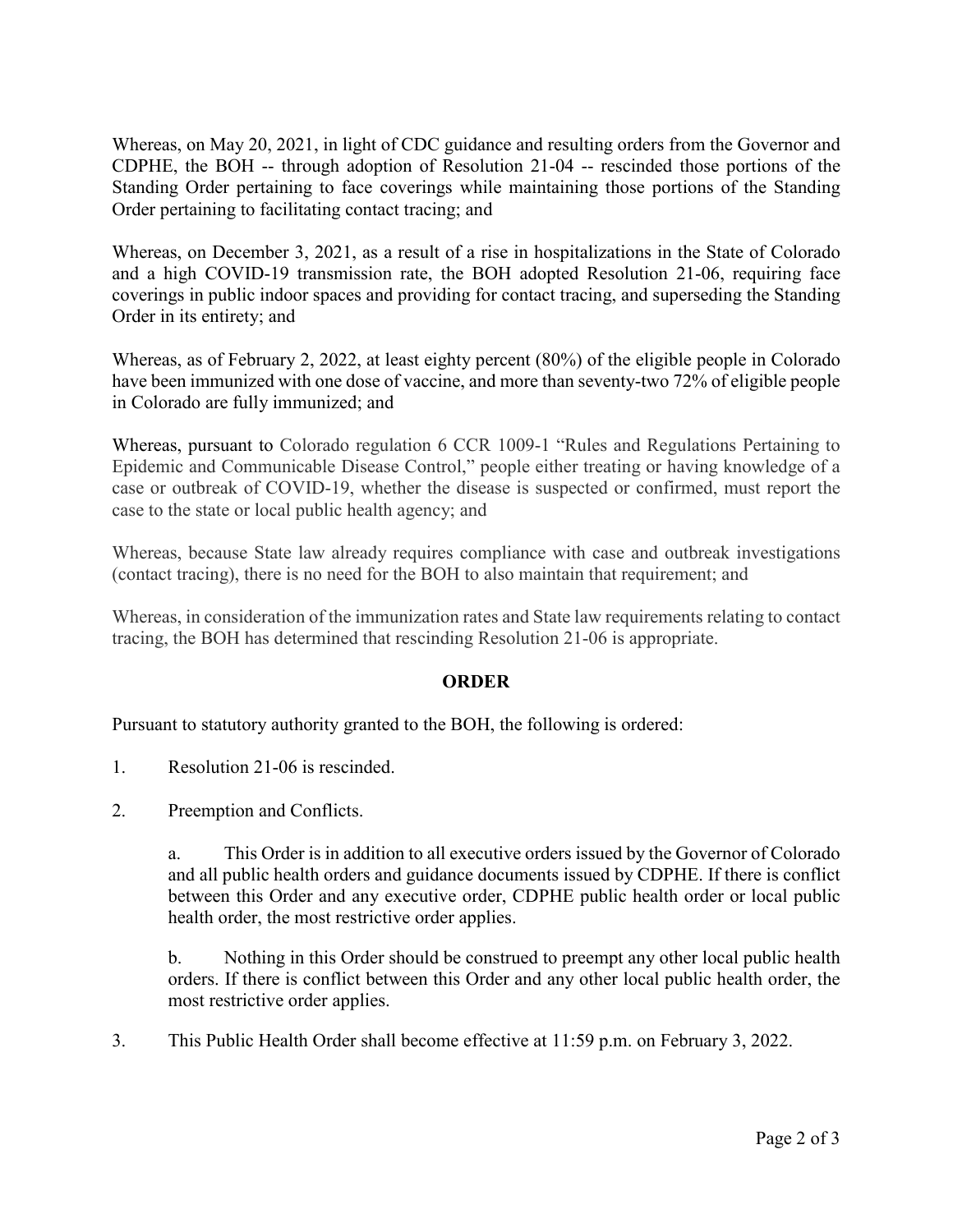Whereas, on May 20, 2021, in light of CDC guidance and resulting orders from the Governor and CDPHE, the BOH -- through adoption of Resolution 21-04 -- rescinded those portions of the Standing Order pertaining to face coverings while maintaining those portions of the Standing Order pertaining to facilitating contact tracing; and

Whereas, on December 3, 2021, as a result of a rise in hospitalizations in the State of Colorado and a high COVID-19 transmission rate, the BOH adopted Resolution 21-06, requiring face coverings in public indoor spaces and providing for contact tracing, and superseding the Standing Order in its entirety; and

Whereas, as of February 2, 2022, at least eighty percent (80%) of the eligible people in Colorado have been immunized with one dose of vaccine, and more than seventy-two 72% of eligible people in Colorado are fully immunized; and

Whereas, pursuant to Colorado regulation 6 CCR 1009-1 "Rules and Regulations Pertaining to Epidemic and Communicable Disease Control," people either treating or having knowledge of a case or outbreak of COVID-19, whether the disease is suspected or confirmed, must report the case to the state or local public health agency; and

Whereas, because State law already requires compliance with case and outbreak investigations (contact tracing), there is no need for the BOH to also maintain that requirement; and

Whereas, in consideration of the immunization rates and State law requirements relating to contact tracing, the BOH has determined that rescinding Resolution 21-06 is appropriate.

## ORDER

Pursuant to statutory authority granted to the BOH, the following is ordered:

1. Resolution 21-06 is rescinded.

2. Preemption and Conflicts.

   a. This Order is in addition to all executive orders issued by the Governor of Colorado and all public health orders and guidance documents issued by CDPHE. If there is conflict between this Order and any executive order, CDPHE public health order or local public health order, the most restrictive order applies.

   b. Nothing in this Order should be construed to preempt any other local public health orders. If there is conflict between this Order and any other local public health order, the most restrictive order applies.

3. This Public Health Order shall become effective at 11:59 p.m. on February 3, 2022.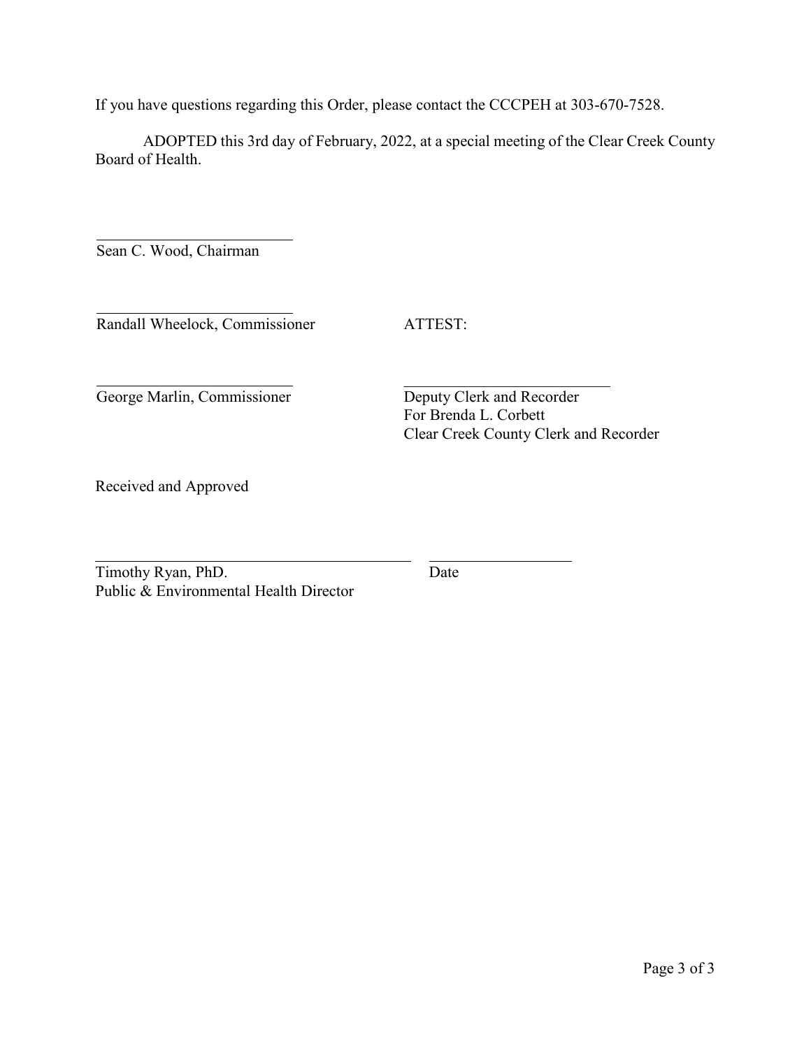If you have questions regarding this Order, please contact the CCCPEH at 303-670-7528.

ADOPTED this 3rd day of February, 2022, at a special meeting of the Clear Creek County Board of Health.

\_\_\_\_\_\_\_\_\_\_\_\_\_\_\_\_\_\_\_\_\_\_\_\_\_\_
Sean C. Wood, Chairman

\_\_\_\_\_\_\_\_\_\_\_\_\_\_\_\_\_\_\_\_\_\_\_\_\_\_
Randall Wheelock, Commissioner

\_\_\_\_\_\_\_\_\_\_\_\_\_\_\_\_\_\_\_\_\_\_\_\_\_\_
George Marlin, Commissioner

ATTEST:

\_\_\_\_\_\_\_\_\_\_\_\_\_\_\_\_\_\_\_\_\_\_\_\_\_\_
Deputy Clerk and Recorder
For Brenda L. Corbett
Clear Creek County Clerk and Recorder

Received and Approved

\_\_\_\_\_\_\_\_\_\_\_\_\_\_\_\_\_\_\_\_\_\_\_\_\_\_\_\_\_\_\_\_\_\_\_\_\_\_
Timothy Ryan, PhD.
Public & Environmental Health Director

\_\_\_\_\_\_\_\_\_\_\_\_\_\_\_\_\_\_
Date